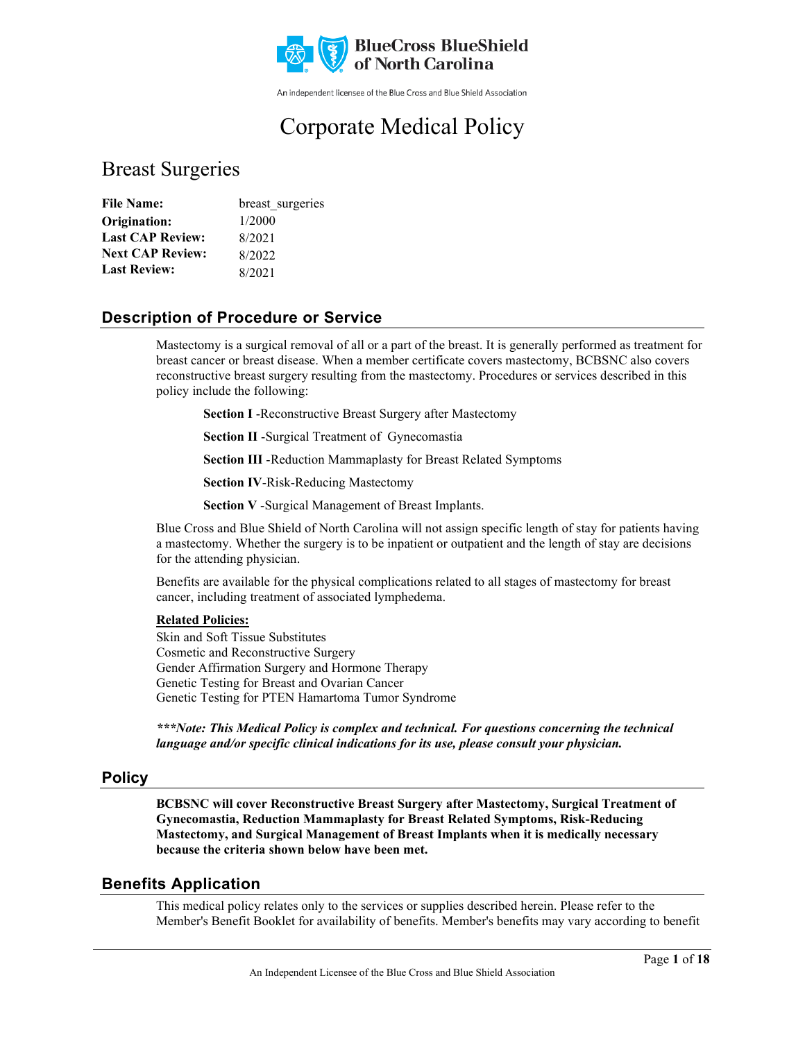BlueCross BlueShield of North Carolina

An independent licensee of the Blue Cross and Blue Shield Association

# Corporate Medical Policy

## Breast Surgeries

**File Name:** breast_surgeries
**Origination:** 1/2000
**Last CAP Review:** 8/2021
**Next CAP Review:** 8/2022
**Last Review:** 8/2021

## Description of Procedure or Service

Mastectomy is a surgical removal of all or a part of the breast. It is generally performed as treatment for breast cancer or breast disease. When a member certificate covers mastectomy, BCBSNC also covers reconstructive breast surgery resulting from the mastectomy. Procedures or services described in this policy include the following:

**Section I** -Reconstructive Breast Surgery after Mastectomy

**Section II** -Surgical Treatment of Gynecomastia

**Section III** -Reduction Mammaplasty for Breast Related Symptoms

**Section IV**-Risk-Reducing Mastectomy

**Section V** -Surgical Management of Breast Implants.

Blue Cross and Blue Shield of North Carolina will not assign specific length of stay for patients having a mastectomy. Whether the surgery is to be inpatient or outpatient and the length of stay are decisions for the attending physician.

Benefits are available for the physical complications related to all stages of mastectomy for breast cancer, including treatment of associated lymphedema.

**Related Policies:**
Skin and Soft Tissue Substitutes
Cosmetic and Reconstructive Surgery
Gender Affirmation Surgery and Hormone Therapy
Genetic Testing for Breast and Ovarian Cancer
Genetic Testing for PTEN Hamartoma Tumor Syndrome

***\*\*\*Note: This Medical Policy is complex and technical. For questions concerning the technical language and/or specific clinical indications for its use, please consult your physician.***

## Policy

**BCBSNC will cover Reconstructive Breast Surgery after Mastectomy, Surgical Treatment of Gynecomastia, Reduction Mammaplasty for Breast Related Symptoms, Risk-Reducing Mastectomy, and Surgical Management of Breast Implants when it is medically necessary because the criteria shown below have been met.**

## Benefits Application

This medical policy relates only to the services or supplies described herein. Please refer to the Member's Benefit Booklet for availability of benefits. Member's benefits may vary according to benefit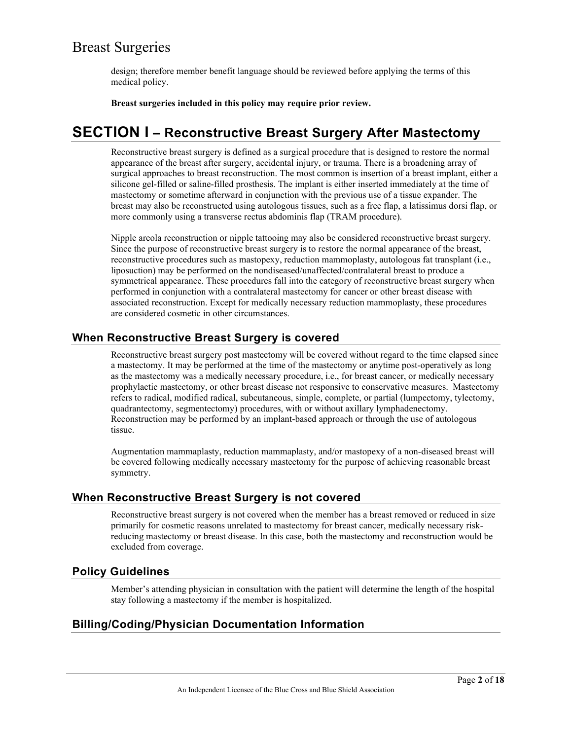design; therefore member benefit language should be reviewed before applying the terms of this medical policy.

**Breast surgeries included in this policy may require prior review.**

# SECTION I – Reconstructive Breast Surgery After Mastectomy

Reconstructive breast surgery is defined as a surgical procedure that is designed to restore the normal appearance of the breast after surgery, accidental injury, or trauma. There is a broadening array of surgical approaches to breast reconstruction. The most common is insertion of a breast implant, either a silicone gel-filled or saline-filled prosthesis. The implant is either inserted immediately at the time of mastectomy or sometime afterward in conjunction with the previous use of a tissue expander. The breast may also be reconstructed using autologous tissues, such as a free flap, a latissimus dorsi flap, or more commonly using a transverse rectus abdominis flap (TRAM procedure).

Nipple areola reconstruction or nipple tattooing may also be considered reconstructive breast surgery. Since the purpose of reconstructive breast surgery is to restore the normal appearance of the breast, reconstructive procedures such as mastopexy, reduction mammoplasty, autologous fat transplant (i.e., liposuction) may be performed on the nondiseased/unaffected/contralateral breast to produce a symmetrical appearance. These procedures fall into the category of reconstructive breast surgery when performed in conjunction with a contralateral mastectomy for cancer or other breast disease with associated reconstruction. Except for medically necessary reduction mammoplasty, these procedures are considered cosmetic in other circumstances.

## When Reconstructive Breast Surgery is covered

Reconstructive breast surgery post mastectomy will be covered without regard to the time elapsed since a mastectomy. It may be performed at the time of the mastectomy or anytime post-operatively as long as the mastectomy was a medically necessary procedure, i.e., for breast cancer, or medically necessary prophylactic mastectomy, or other breast disease not responsive to conservative measures. Mastectomy refers to radical, modified radical, subcutaneous, simple, complete, or partial (lumpectomy, tylectomy, quadrantectomy, segmentectomy) procedures, with or without axillary lymphadenectomy. Reconstruction may be performed by an implant-based approach or through the use of autologous tissue.

Augmentation mammaplasty, reduction mammaplasty, and/or mastopexy of a non-diseased breast will be covered following medically necessary mastectomy for the purpose of achieving reasonable breast symmetry.

## When Reconstructive Breast Surgery is not covered

Reconstructive breast surgery is not covered when the member has a breast removed or reduced in size primarily for cosmetic reasons unrelated to mastectomy for breast cancer, medically necessary risk-reducing mastectomy or breast disease. In this case, both the mastectomy and reconstruction would be excluded from coverage.

## Policy Guidelines

Member's attending physician in consultation with the patient will determine the length of the hospital stay following a mastectomy if the member is hospitalized.

## Billing/Coding/Physician Documentation Information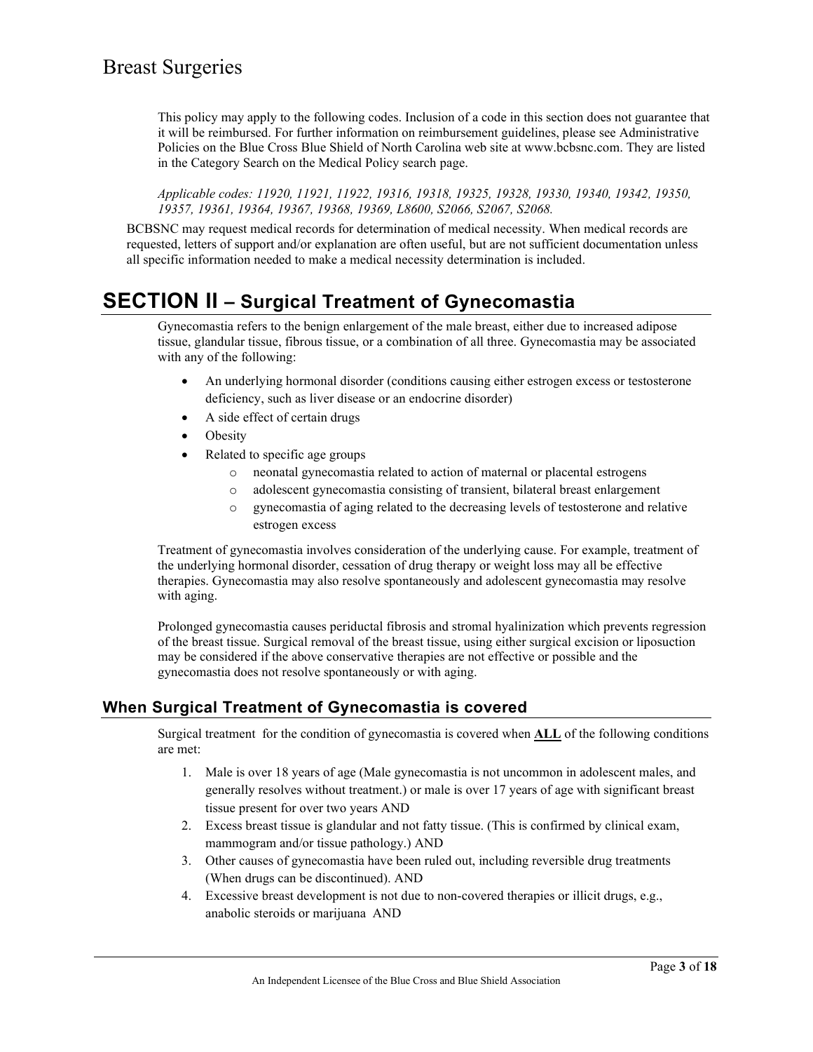This policy may apply to the following codes. Inclusion of a code in this section does not guarantee that it will be reimbursed. For further information on reimbursement guidelines, please see Administrative Policies on the Blue Cross Blue Shield of North Carolina web site at www.bcbsnc.com. They are listed in the Category Search on the Medical Policy search page.

*Applicable codes: 11920, 11921, 11922, 19316, 19318, 19325, 19328, 19330, 19340, 19342, 19350, 19357, 19361, 19364, 19367, 19368, 19369, L8600, S2066, S2067, S2068.*

BCBSNC may request medical records for determination of medical necessity. When medical records are requested, letters of support and/or explanation are often useful, but are not sufficient documentation unless all specific information needed to make a medical necessity determination is included.

# SECTION II – Surgical Treatment of Gynecomastia

Gynecomastia refers to the benign enlargement of the male breast, either due to increased adipose tissue, glandular tissue, fibrous tissue, or a combination of all three. Gynecomastia may be associated with any of the following:

- An underlying hormonal disorder (conditions causing either estrogen excess or testosterone deficiency, such as liver disease or an endocrine disorder)
- A side effect of certain drugs
- Obesity
- Related to specific age groups
  - neonatal gynecomastia related to action of maternal or placental estrogens
  - adolescent gynecomastia consisting of transient, bilateral breast enlargement
  - gynecomastia of aging related to the decreasing levels of testosterone and relative estrogen excess

Treatment of gynecomastia involves consideration of the underlying cause. For example, treatment of the underlying hormonal disorder, cessation of drug therapy or weight loss may all be effective therapies. Gynecomastia may also resolve spontaneously and adolescent gynecomastia may resolve with aging.

Prolonged gynecomastia causes periductal fibrosis and stromal hyalinization which prevents regression of the breast tissue. Surgical removal of the breast tissue, using either surgical excision or liposuction may be considered if the above conservative therapies are not effective or possible and the gynecomastia does not resolve spontaneously or with aging.

## When Surgical Treatment of Gynecomastia is covered

Surgical treatment for the condition of gynecomastia is covered when **ALL** of the following conditions are met:

1. Male is over 18 years of age (Male gynecomastia is not uncommon in adolescent males, and generally resolves without treatment.) or male is over 17 years of age with significant breast tissue present for over two years AND
2. Excess breast tissue is glandular and not fatty tissue. (This is confirmed by clinical exam, mammogram and/or tissue pathology.) AND
3. Other causes of gynecomastia have been ruled out, including reversible drug treatments (When drugs can be discontinued). AND
4. Excessive breast development is not due to non-covered therapies or illicit drugs, e.g., anabolic steroids or marijuana AND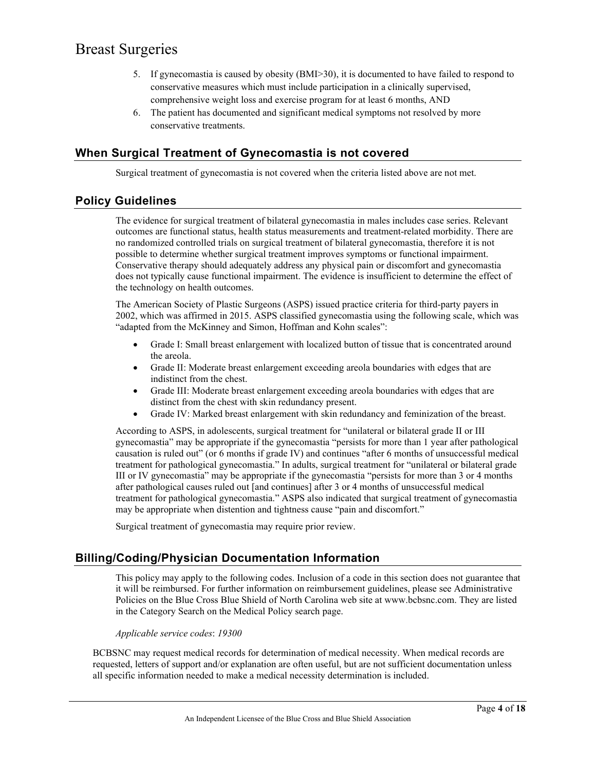5. If gynecomastia is caused by obesity (BMI>30), it is documented to have failed to respond to conservative measures which must include participation in a clinically supervised, comprehensive weight loss and exercise program for at least 6 months, AND
6. The patient has documented and significant medical symptoms not resolved by more conservative treatments.

## When Surgical Treatment of Gynecomastia is not covered

Surgical treatment of gynecomastia is not covered when the criteria listed above are not met.

## Policy Guidelines

The evidence for surgical treatment of bilateral gynecomastia in males includes case series. Relevant outcomes are functional status, health status measurements and treatment-related morbidity. There are no randomized controlled trials on surgical treatment of bilateral gynecomastia, therefore it is not possible to determine whether surgical treatment improves symptoms or functional impairment. Conservative therapy should adequately address any physical pain or discomfort and gynecomastia does not typically cause functional impairment. The evidence is insufficient to determine the effect of the technology on health outcomes.

The American Society of Plastic Surgeons (ASPS) issued practice criteria for third-party payers in 2002, which was affirmed in 2015. ASPS classified gynecomastia using the following scale, which was "adapted from the McKinney and Simon, Hoffman and Kohn scales":

- Grade I: Small breast enlargement with localized button of tissue that is concentrated around the areola.
- Grade II: Moderate breast enlargement exceeding areola boundaries with edges that are indistinct from the chest.
- Grade III: Moderate breast enlargement exceeding areola boundaries with edges that are distinct from the chest with skin redundancy present.
- Grade IV: Marked breast enlargement with skin redundancy and feminization of the breast.

According to ASPS, in adolescents, surgical treatment for "unilateral or bilateral grade II or III gynecomastia" may be appropriate if the gynecomastia "persists for more than 1 year after pathological causation is ruled out" (or 6 months if grade IV) and continues "after 6 months of unsuccessful medical treatment for pathological gynecomastia." In adults, surgical treatment for "unilateral or bilateral grade III or IV gynecomastia" may be appropriate if the gynecomastia "persists for more than 3 or 4 months after pathological causes ruled out [and continues] after 3 or 4 months of unsuccessful medical treatment for pathological gynecomastia." ASPS also indicated that surgical treatment of gynecomastia may be appropriate when distention and tightness cause "pain and discomfort."

Surgical treatment of gynecomastia may require prior review.

## Billing/Coding/Physician Documentation Information

This policy may apply to the following codes. Inclusion of a code in this section does not guarantee that it will be reimbursed. For further information on reimbursement guidelines, please see Administrative Policies on the Blue Cross Blue Shield of North Carolina web site at www.bcbsnc.com. They are listed in the Category Search on the Medical Policy search page.

*Applicable service codes*: *19300*

BCBSNC may request medical records for determination of medical necessity. When medical records are requested, letters of support and/or explanation are often useful, but are not sufficient documentation unless all specific information needed to make a medical necessity determination is included.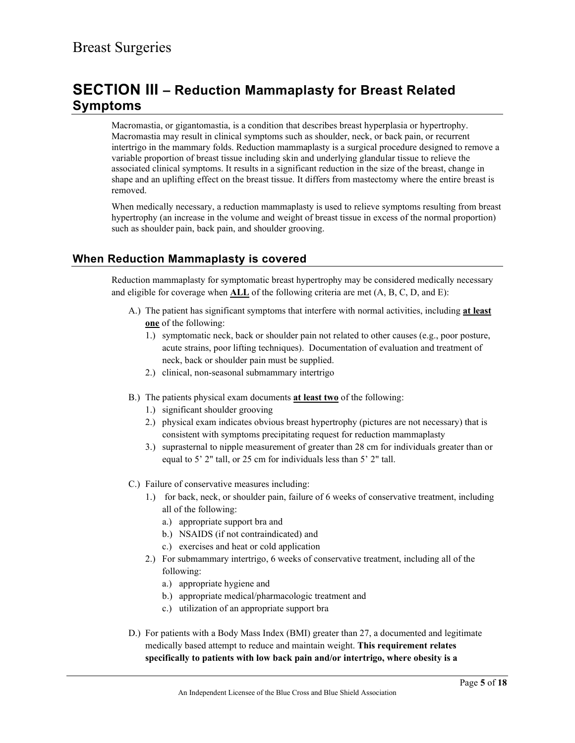# SECTION III – Reduction Mammaplasty for Breast Related Symptoms

Macromastia, or gigantomastia, is a condition that describes breast hyperplasia or hypertrophy. Macromastia may result in clinical symptoms such as shoulder, neck, or back pain, or recurrent intertrigo in the mammary folds. Reduction mammaplasty is a surgical procedure designed to remove a variable proportion of breast tissue including skin and underlying glandular tissue to relieve the associated clinical symptoms. It results in a significant reduction in the size of the breast, change in shape and an uplifting effect on the breast tissue. It differs from mastectomy where the entire breast is removed.

When medically necessary, a reduction mammaplasty is used to relieve symptoms resulting from breast hypertrophy (an increase in the volume and weight of breast tissue in excess of the normal proportion) such as shoulder pain, back pain, and shoulder grooving.

## When Reduction Mammaplasty is covered

Reduction mammaplasty for symptomatic breast hypertrophy may be considered medically necessary and eligible for coverage when **ALL** of the following criteria are met (A, B, C, D, and E):

A.) The patient has significant symptoms that interfere with normal activities, including **at least one** of the following:
  1.) symptomatic neck, back or shoulder pain not related to other causes (e.g., poor posture, acute strains, poor lifting techniques). Documentation of evaluation and treatment of neck, back or shoulder pain must be supplied.
  2.) clinical, non-seasonal submammary intertrigo

B.) The patients physical exam documents **at least two** of the following:
  1.) significant shoulder grooving
  2.) physical exam indicates obvious breast hypertrophy (pictures are not necessary) that is consistent with symptoms precipitating request for reduction mammaplasty
  3.) suprasternal to nipple measurement of greater than 28 cm for individuals greater than or equal to 5’ 2" tall, or 25 cm for individuals less than 5’ 2" tall.

C.) Failure of conservative measures including:
  1.) for back, neck, or shoulder pain, failure of 6 weeks of conservative treatment, including all of the following:
    a.) appropriate support bra and
    b.) NSAIDS (if not contraindicated) and
    c.) exercises and heat or cold application
  2.) For submammary intertrigo, 6 weeks of conservative treatment, including all of the following:
    a.) appropriate hygiene and
    b.) appropriate medical/pharmacologic treatment and
    c.) utilization of an appropriate support bra

D.) For patients with a Body Mass Index (BMI) greater than 27, a documented and legitimate medically based attempt to reduce and maintain weight. **This requirement relates specifically to patients with low back pain and/or intertrigo, where obesity is a**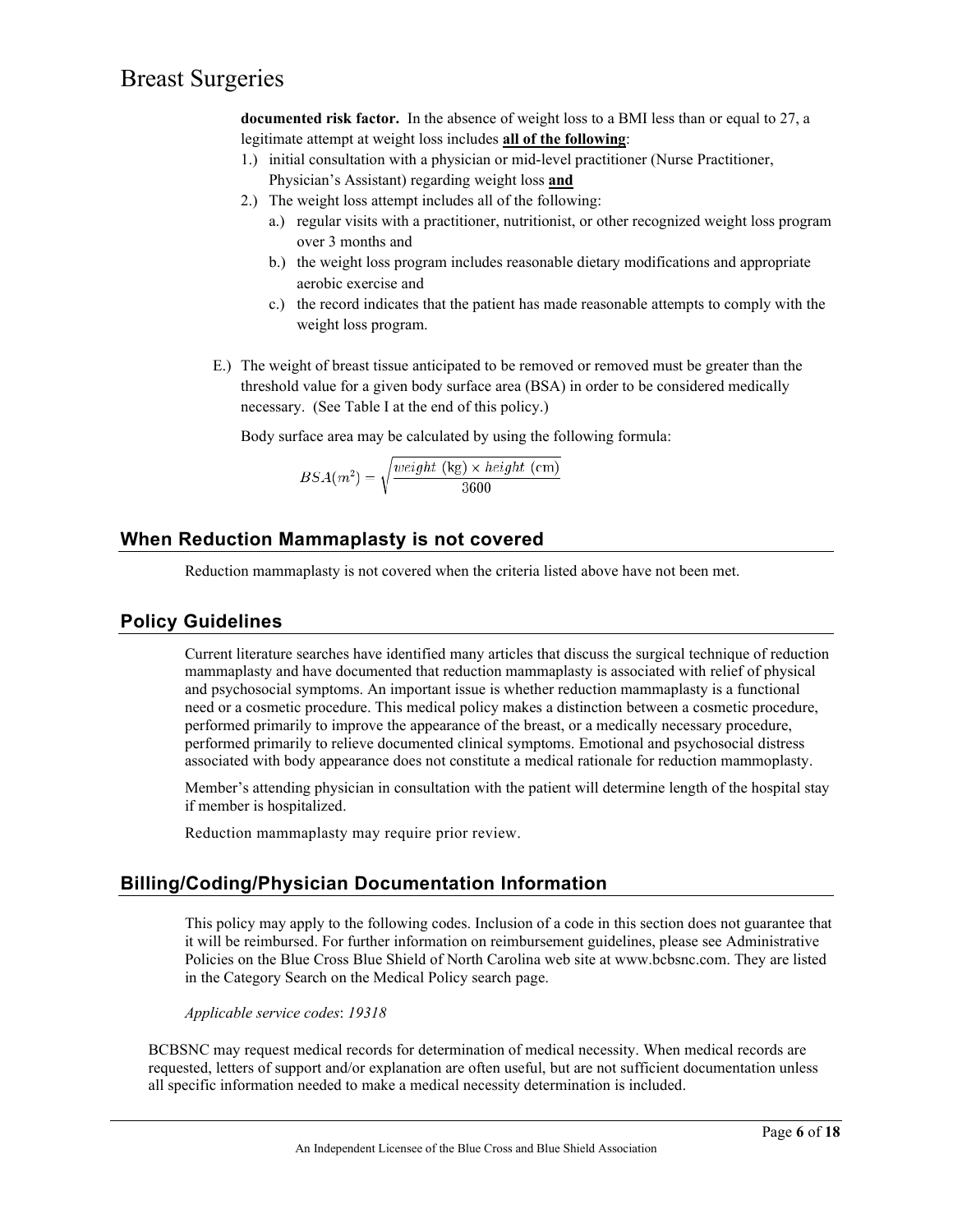**documented risk factor.** In the absence of weight loss to a BMI less than or equal to 27, a legitimate attempt at weight loss includes **all of the following**:

1.) initial consultation with a physician or mid-level practitioner (Nurse Practitioner, Physician's Assistant) regarding weight loss **and**
2.) The weight loss attempt includes all of the following:
    a.) regular visits with a practitioner, nutritionist, or other recognized weight loss program over 3 months and
    b.) the weight loss program includes reasonable dietary modifications and appropriate aerobic exercise and
    c.) the record indicates that the patient has made reasonable attempts to comply with the weight loss program.

E.) The weight of breast tissue anticipated to be removed or removed must be greater than the threshold value for a given body surface area (BSA) in order to be considered medically necessary. (See Table I at the end of this policy.)

Body surface area may be calculated by using the following formula:

$$BSA(m^2) = \sqrt{\frac{weight\ (\text{kg}) \times height\ (\text{cm})}{3600}}$$

## When Reduction Mammaplasty is not covered

Reduction mammaplasty is not covered when the criteria listed above have not been met.

## Policy Guidelines

Current literature searches have identified many articles that discuss the surgical technique of reduction mammaplasty and have documented that reduction mammaplasty is associated with relief of physical and psychosocial symptoms. An important issue is whether reduction mammaplasty is a functional need or a cosmetic procedure. This medical policy makes a distinction between a cosmetic procedure, performed primarily to improve the appearance of the breast, or a medically necessary procedure, performed primarily to relieve documented clinical symptoms. Emotional and psychosocial distress associated with body appearance does not constitute a medical rationale for reduction mammoplasty.

Member's attending physician in consultation with the patient will determine length of the hospital stay if member is hospitalized.

Reduction mammaplasty may require prior review.

## Billing/Coding/Physician Documentation Information

This policy may apply to the following codes. Inclusion of a code in this section does not guarantee that it will be reimbursed. For further information on reimbursement guidelines, please see Administrative Policies on the Blue Cross Blue Shield of North Carolina web site at www.bcbsnc.com. They are listed in the Category Search on the Medical Policy search page.

*Applicable service codes*: *19318*

BCBSNC may request medical records for determination of medical necessity. When medical records are requested, letters of support and/or explanation are often useful, but are not sufficient documentation unless all specific information needed to make a medical necessity determination is included.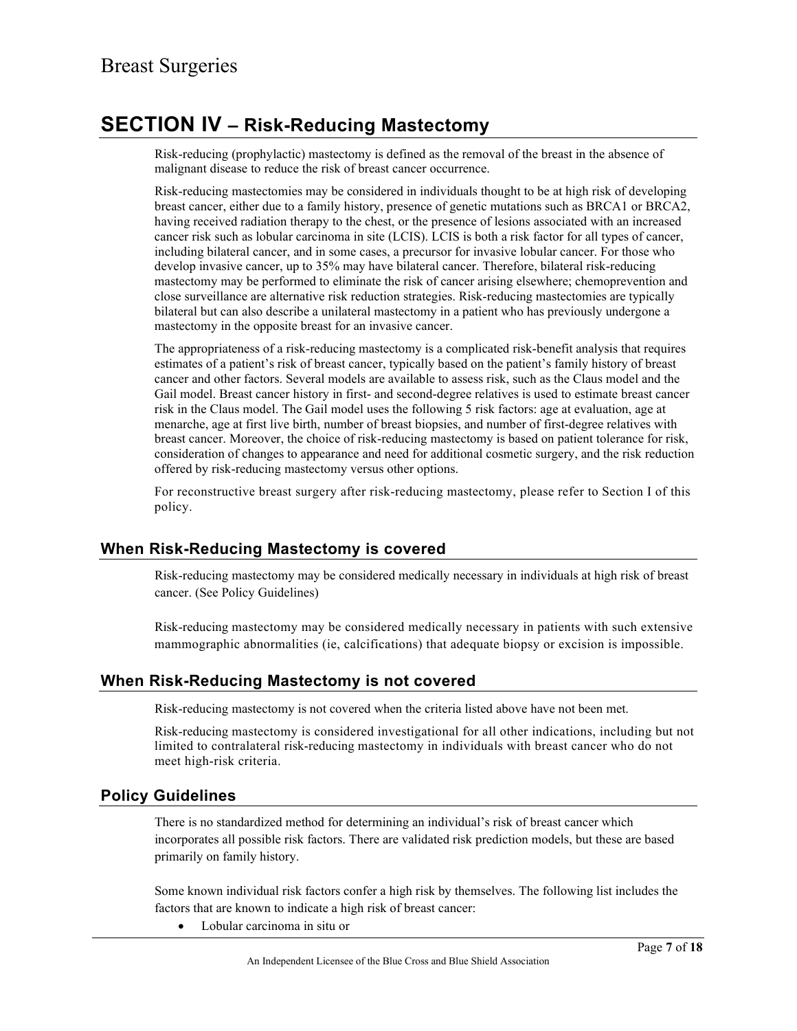## SECTION IV – Risk-Reducing Mastectomy

Risk-reducing (prophylactic) mastectomy is defined as the removal of the breast in the absence of malignant disease to reduce the risk of breast cancer occurrence.

Risk-reducing mastectomies may be considered in individuals thought to be at high risk of developing breast cancer, either due to a family history, presence of genetic mutations such as BRCA1 or BRCA2, having received radiation therapy to the chest, or the presence of lesions associated with an increased cancer risk such as lobular carcinoma in site (LCIS). LCIS is both a risk factor for all types of cancer, including bilateral cancer, and in some cases, a precursor for invasive lobular cancer. For those who develop invasive cancer, up to 35% may have bilateral cancer. Therefore, bilateral risk-reducing mastectomy may be performed to eliminate the risk of cancer arising elsewhere; chemoprevention and close surveillance are alternative risk reduction strategies. Risk-reducing mastectomies are typically bilateral but can also describe a unilateral mastectomy in a patient who has previously undergone a mastectomy in the opposite breast for an invasive cancer.

The appropriateness of a risk-reducing mastectomy is a complicated risk-benefit analysis that requires estimates of a patient's risk of breast cancer, typically based on the patient's family history of breast cancer and other factors. Several models are available to assess risk, such as the Claus model and the Gail model. Breast cancer history in first- and second-degree relatives is used to estimate breast cancer risk in the Claus model. The Gail model uses the following 5 risk factors: age at evaluation, age at menarche, age at first live birth, number of breast biopsies, and number of first-degree relatives with breast cancer. Moreover, the choice of risk-reducing mastectomy is based on patient tolerance for risk, consideration of changes to appearance and need for additional cosmetic surgery, and the risk reduction offered by risk-reducing mastectomy versus other options.

For reconstructive breast surgery after risk-reducing mastectomy, please refer to Section I of this policy.

### When Risk-Reducing Mastectomy is covered

Risk-reducing mastectomy may be considered medically necessary in individuals at high risk of breast cancer. (See Policy Guidelines)

Risk-reducing mastectomy may be considered medically necessary in patients with such extensive mammographic abnormalities (ie, calcifications) that adequate biopsy or excision is impossible.

### When Risk-Reducing Mastectomy is not covered

Risk-reducing mastectomy is not covered when the criteria listed above have not been met.

Risk-reducing mastectomy is considered investigational for all other indications, including but not limited to contralateral risk-reducing mastectomy in individuals with breast cancer who do not meet high-risk criteria.

### Policy Guidelines

There is no standardized method for determining an individual's risk of breast cancer which incorporates all possible risk factors. There are validated risk prediction models, but these are based primarily on family history.

Some known individual risk factors confer a high risk by themselves. The following list includes the factors that are known to indicate a high risk of breast cancer:

- Lobular carcinoma in situ or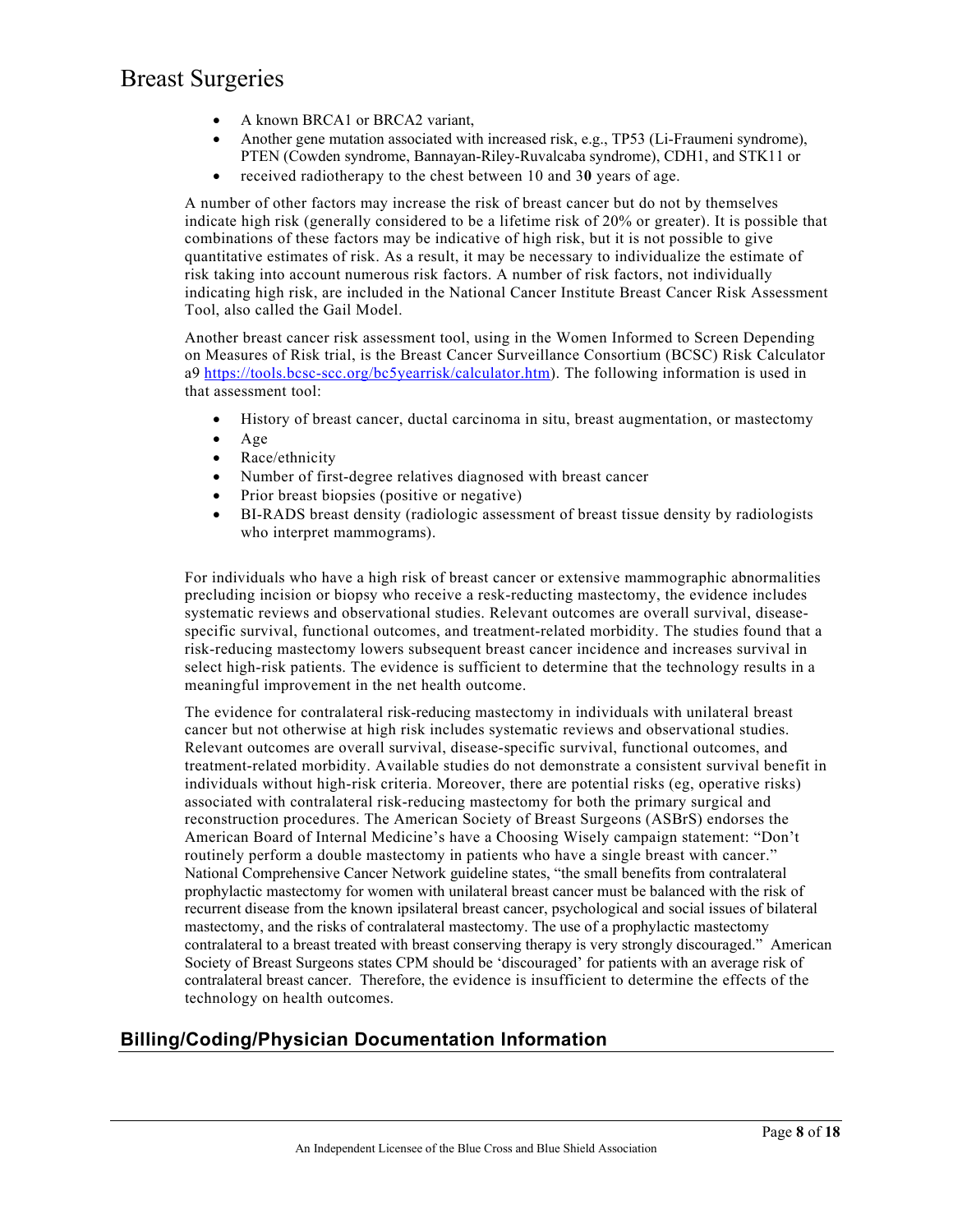- A known BRCA1 or BRCA2 variant,
- Another gene mutation associated with increased risk, e.g., TP53 (Li-Fraumeni syndrome), PTEN (Cowden syndrome, Bannayan-Riley-Ruvalcaba syndrome), CDH1, and STK11 or
- received radiotherapy to the chest between 10 and 3**0** years of age.

A number of other factors may increase the risk of breast cancer but do not by themselves indicate high risk (generally considered to be a lifetime risk of 20% or greater). It is possible that combinations of these factors may be indicative of high risk, but it is not possible to give quantitative estimates of risk. As a result, it may be necessary to individualize the estimate of risk taking into account numerous risk factors. A number of risk factors, not individually indicating high risk, are included in the National Cancer Institute Breast Cancer Risk Assessment Tool, also called the Gail Model.

Another breast cancer risk assessment tool, using in the Women Informed to Screen Depending on Measures of Risk trial, is the Breast Cancer Surveillance Consortium (BCSC) Risk Calculator a9 [https://tools.bcsc-scc.org/bc5yearrisk/calculator.htm](https://tools.bcsc-scc.org/bc5yearrisk/calculator.htm)). The following information is used in that assessment tool:

- History of breast cancer, ductal carcinoma in situ, breast augmentation, or mastectomy
- Age
- Race/ethnicity
- Number of first-degree relatives diagnosed with breast cancer
- Prior breast biopsies (positive or negative)
- BI-RADS breast density (radiologic assessment of breast tissue density by radiologists who interpret mammograms).

For individuals who have a high risk of breast cancer or extensive mammographic abnormalities precluding incision or biopsy who receive a resk-reducting mastectomy, the evidence includes systematic reviews and observational studies. Relevant outcomes are overall survival, disease-specific survival, functional outcomes, and treatment-related morbidity. The studies found that a risk-reducing mastectomy lowers subsequent breast cancer incidence and increases survival in select high-risk patients. The evidence is sufficient to determine that the technology results in a meaningful improvement in the net health outcome.

The evidence for contralateral risk-reducing mastectomy in individuals with unilateral breast cancer but not otherwise at high risk includes systematic reviews and observational studies. Relevant outcomes are overall survival, disease-specific survival, functional outcomes, and treatment-related morbidity. Available studies do not demonstrate a consistent survival benefit in individuals without high-risk criteria. Moreover, there are potential risks (eg, operative risks) associated with contralateral risk-reducing mastectomy for both the primary surgical and reconstruction procedures. The American Society of Breast Surgeons (ASBrS) endorses the American Board of Internal Medicine's have a Choosing Wisely campaign statement: "Don't routinely perform a double mastectomy in patients who have a single breast with cancer." National Comprehensive Cancer Network guideline states, "the small benefits from contralateral prophylactic mastectomy for women with unilateral breast cancer must be balanced with the risk of recurrent disease from the known ipsilateral breast cancer, psychological and social issues of bilateral mastectomy, and the risks of contralateral mastectomy. The use of a prophylactic mastectomy contralateral to a breast treated with breast conserving therapy is very strongly discouraged." American Society of Breast Surgeons states CPM should be 'discouraged' for patients with an average risk of contralateral breast cancer. Therefore, the evidence is insufficient to determine the effects of the technology on health outcomes.

## Billing/Coding/Physician Documentation Information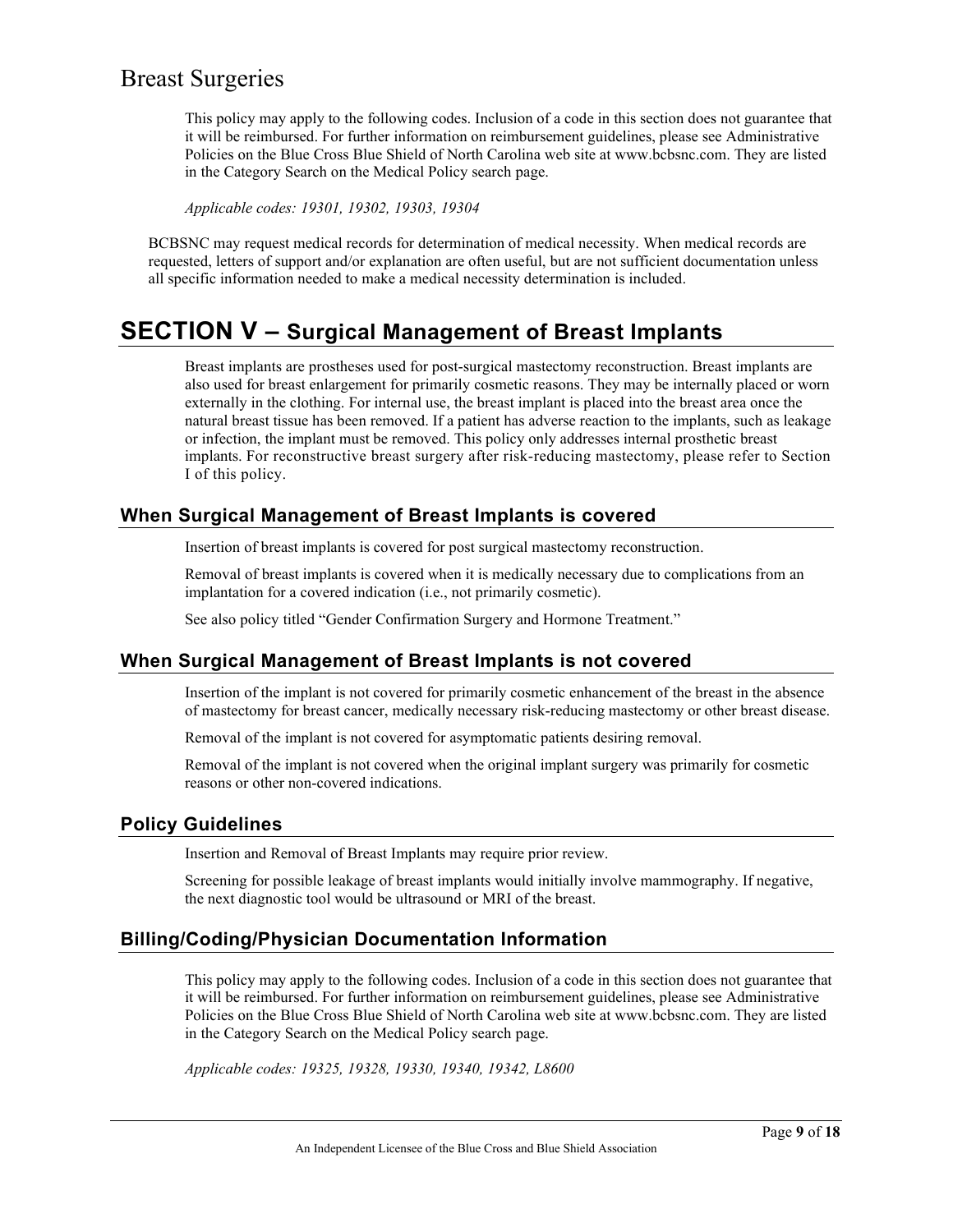## Breast Surgeries

This policy may apply to the following codes. Inclusion of a code in this section does not guarantee that it will be reimbursed. For further information on reimbursement guidelines, please see Administrative Policies on the Blue Cross Blue Shield of North Carolina web site at www.bcbsnc.com. They are listed in the Category Search on the Medical Policy search page.

*Applicable codes: 19301, 19302, 19303, 19304*

BCBSNC may request medical records for determination of medical necessity. When medical records are requested, letters of support and/or explanation are often useful, but are not sufficient documentation unless all specific information needed to make a medical necessity determination is included.

# SECTION V – Surgical Management of Breast Implants

Breast implants are prostheses used for post-surgical mastectomy reconstruction. Breast implants are also used for breast enlargement for primarily cosmetic reasons. They may be internally placed or worn externally in the clothing. For internal use, the breast implant is placed into the breast area once the natural breast tissue has been removed. If a patient has adverse reaction to the implants, such as leakage or infection, the implant must be removed. This policy only addresses internal prosthetic breast implants. For reconstructive breast surgery after risk-reducing mastectomy, please refer to Section I of this policy.

## When Surgical Management of Breast Implants is covered

Insertion of breast implants is covered for post surgical mastectomy reconstruction.

Removal of breast implants is covered when it is medically necessary due to complications from an implantation for a covered indication (i.e., not primarily cosmetic).

See also policy titled "Gender Confirmation Surgery and Hormone Treatment."

## When Surgical Management of Breast Implants is not covered

Insertion of the implant is not covered for primarily cosmetic enhancement of the breast in the absence of mastectomy for breast cancer, medically necessary risk-reducing mastectomy or other breast disease.

Removal of the implant is not covered for asymptomatic patients desiring removal.

Removal of the implant is not covered when the original implant surgery was primarily for cosmetic reasons or other non-covered indications.

## Policy Guidelines

Insertion and Removal of Breast Implants may require prior review.

Screening for possible leakage of breast implants would initially involve mammography. If negative, the next diagnostic tool would be ultrasound or MRI of the breast.

## Billing/Coding/Physician Documentation Information

This policy may apply to the following codes. Inclusion of a code in this section does not guarantee that it will be reimbursed. For further information on reimbursement guidelines, please see Administrative Policies on the Blue Cross Blue Shield of North Carolina web site at www.bcbsnc.com. They are listed in the Category Search on the Medical Policy search page.

*Applicable codes: 19325, 19328, 19330, 19340, 19342, L8600*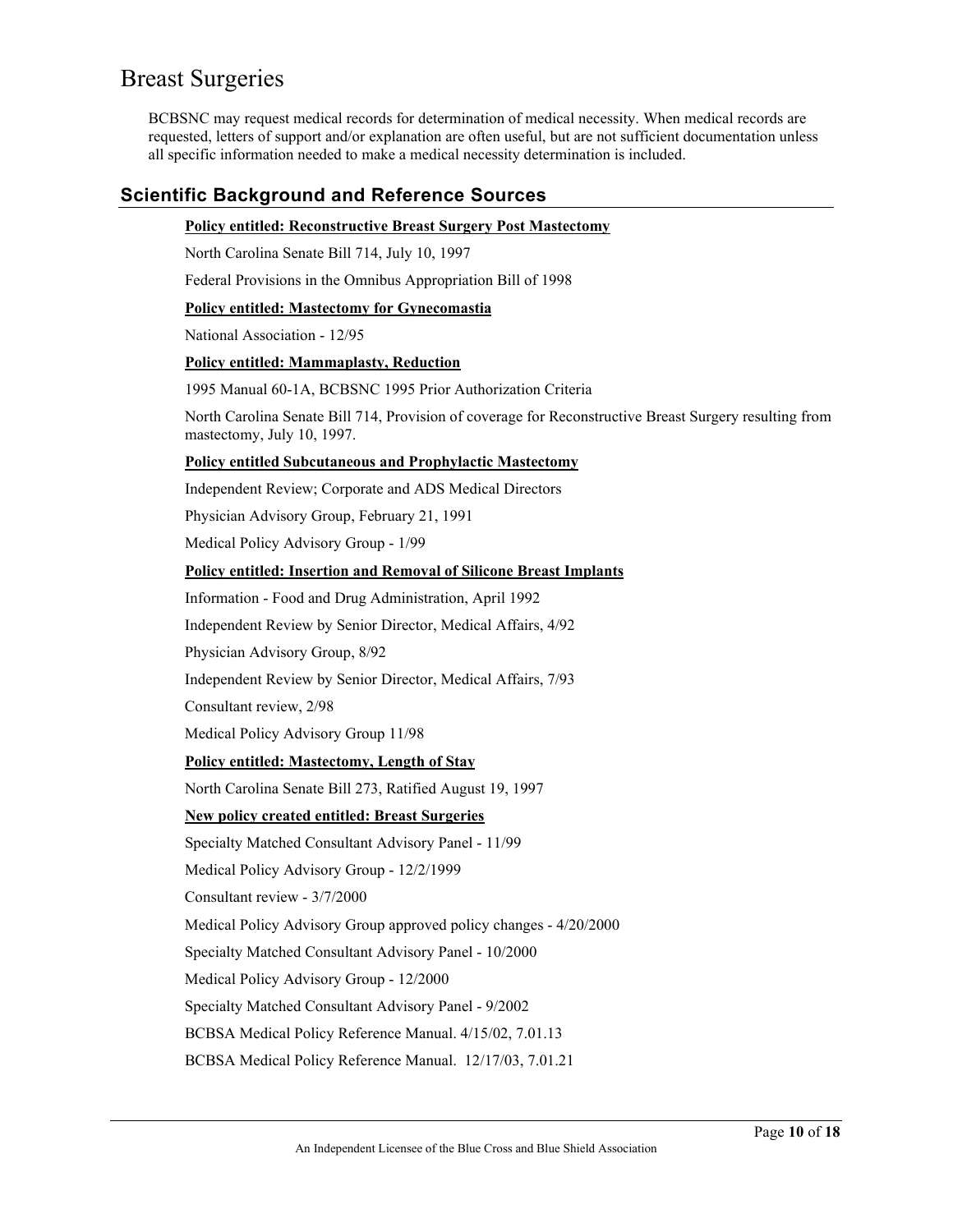# Breast Surgeries

BCBSNC may request medical records for determination of medical necessity. When medical records are requested, letters of support and/or explanation are often useful, but are not sufficient documentation unless all specific information needed to make a medical necessity determination is included.

## Scientific Background and Reference Sources

**Policy entitled: Reconstructive Breast Surgery Post Mastectomy**

North Carolina Senate Bill 714, July 10, 1997

Federal Provisions in the Omnibus Appropriation Bill of 1998

**Policy entitled: Mastectomy for Gynecomastia**

National Association - 12/95

**Policy entitled: Mammaplasty, Reduction**

1995 Manual 60-1A, BCBSNC 1995 Prior Authorization Criteria

North Carolina Senate Bill 714, Provision of coverage for Reconstructive Breast Surgery resulting from mastectomy, July 10, 1997.

**Policy entitled Subcutaneous and Prophylactic Mastectomy**

Independent Review; Corporate and ADS Medical Directors

Physician Advisory Group, February 21, 1991

Medical Policy Advisory Group - 1/99

**Policy entitled: Insertion and Removal of Silicone Breast Implants**

Information - Food and Drug Administration, April 1992

Independent Review by Senior Director, Medical Affairs, 4/92

Physician Advisory Group, 8/92

Independent Review by Senior Director, Medical Affairs, 7/93

Consultant review, 2/98

Medical Policy Advisory Group 11/98

**Policy entitled: Mastectomy, Length of Stay**

North Carolina Senate Bill 273, Ratified August 19, 1997

**New policy created entitled: Breast Surgeries**

Specialty Matched Consultant Advisory Panel - 11/99

Medical Policy Advisory Group - 12/2/1999

Consultant review - 3/7/2000

Medical Policy Advisory Group approved policy changes - 4/20/2000

Specialty Matched Consultant Advisory Panel - 10/2000

Medical Policy Advisory Group - 12/2000

Specialty Matched Consultant Advisory Panel - 9/2002

BCBSA Medical Policy Reference Manual. 4/15/02, 7.01.13

BCBSA Medical Policy Reference Manual. 12/17/03, 7.01.21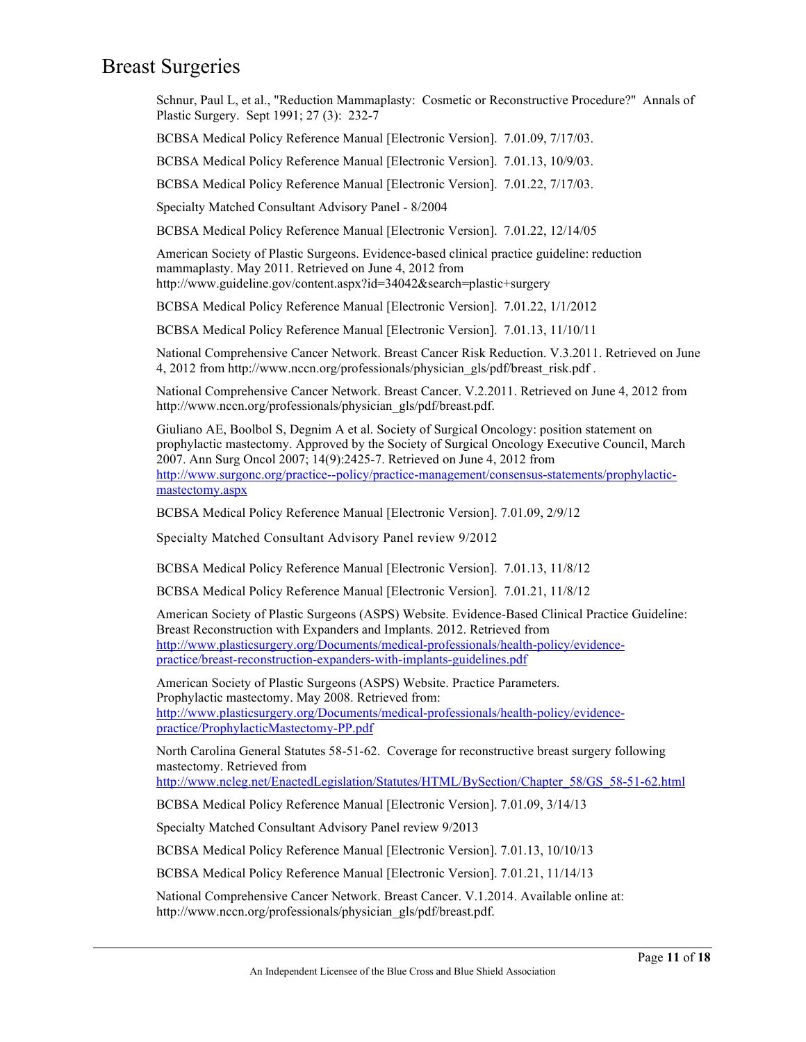# Breast Surgeries

Schnur, Paul L, et al., "Reduction Mammaplasty: Cosmetic or Reconstructive Procedure?" Annals of Plastic Surgery. Sept 1991; 27 (3): 232-7

BCBSA Medical Policy Reference Manual [Electronic Version]. 7.01.09, 7/17/03.

BCBSA Medical Policy Reference Manual [Electronic Version]. 7.01.13, 10/9/03.

BCBSA Medical Policy Reference Manual [Electronic Version]. 7.01.22, 7/17/03.

Specialty Matched Consultant Advisory Panel - 8/2004

BCBSA Medical Policy Reference Manual [Electronic Version]. 7.01.22, 12/14/05

American Society of Plastic Surgeons. Evidence-based clinical practice guideline: reduction mammaplasty. May 2011. Retrieved on June 4, 2012 from http://www.guideline.gov/content.aspx?id=34042&search=plastic+surgery

BCBSA Medical Policy Reference Manual [Electronic Version]. 7.01.22, 1/1/2012

BCBSA Medical Policy Reference Manual [Electronic Version]. 7.01.13, 11/10/11

National Comprehensive Cancer Network. Breast Cancer Risk Reduction. V.3.2011. Retrieved on June 4, 2012 from http://www.nccn.org/professionals/physician_gls/pdf/breast_risk.pdf .

National Comprehensive Cancer Network. Breast Cancer. V.2.2011. Retrieved on June 4, 2012 from http://www.nccn.org/professionals/physician_gls/pdf/breast.pdf.

Giuliano AE, Boolbol S, Degnim A et al. Society of Surgical Oncology: position statement on prophylactic mastectomy. Approved by the Society of Surgical Oncology Executive Council, March 2007. Ann Surg Oncol 2007; 14(9):2425-7. Retrieved on June 4, 2012 from http://www.surgonc.org/practice--policy/practice-management/consensus-statements/prophylactic-mastectomy.aspx

BCBSA Medical Policy Reference Manual [Electronic Version]. 7.01.09, 2/9/12

Specialty Matched Consultant Advisory Panel review 9/2012

BCBSA Medical Policy Reference Manual [Electronic Version]. 7.01.13, 11/8/12

BCBSA Medical Policy Reference Manual [Electronic Version]. 7.01.21, 11/8/12

American Society of Plastic Surgeons (ASPS) Website. Evidence-Based Clinical Practice Guideline: Breast Reconstruction with Expanders and Implants. 2012. Retrieved from http://www.plasticsurgery.org/Documents/medical-professionals/health-policy/evidence-practice/breast-reconstruction-expanders-with-implants-guidelines.pdf

American Society of Plastic Surgeons (ASPS) Website. Practice Parameters. Prophylactic mastectomy. May 2008. Retrieved from: http://www.plasticsurgery.org/Documents/medical-professionals/health-policy/evidence-practice/ProphylacticMastectomy-PP.pdf

North Carolina General Statutes 58-51-62. Coverage for reconstructive breast surgery following mastectomy. Retrieved from http://www.ncleg.net/EnactedLegislation/Statutes/HTML/BySection/Chapter_58/GS_58-51-62.html

BCBSA Medical Policy Reference Manual [Electronic Version]. 7.01.09, 3/14/13

Specialty Matched Consultant Advisory Panel review 9/2013

BCBSA Medical Policy Reference Manual [Electronic Version]. 7.01.13, 10/10/13

BCBSA Medical Policy Reference Manual [Electronic Version]. 7.01.21, 11/14/13

National Comprehensive Cancer Network. Breast Cancer. V.1.2014. Available online at: http://www.nccn.org/professionals/physician_gls/pdf/breast.pdf.

An Independent Licensee of the Blue Cross and Blue Shield Association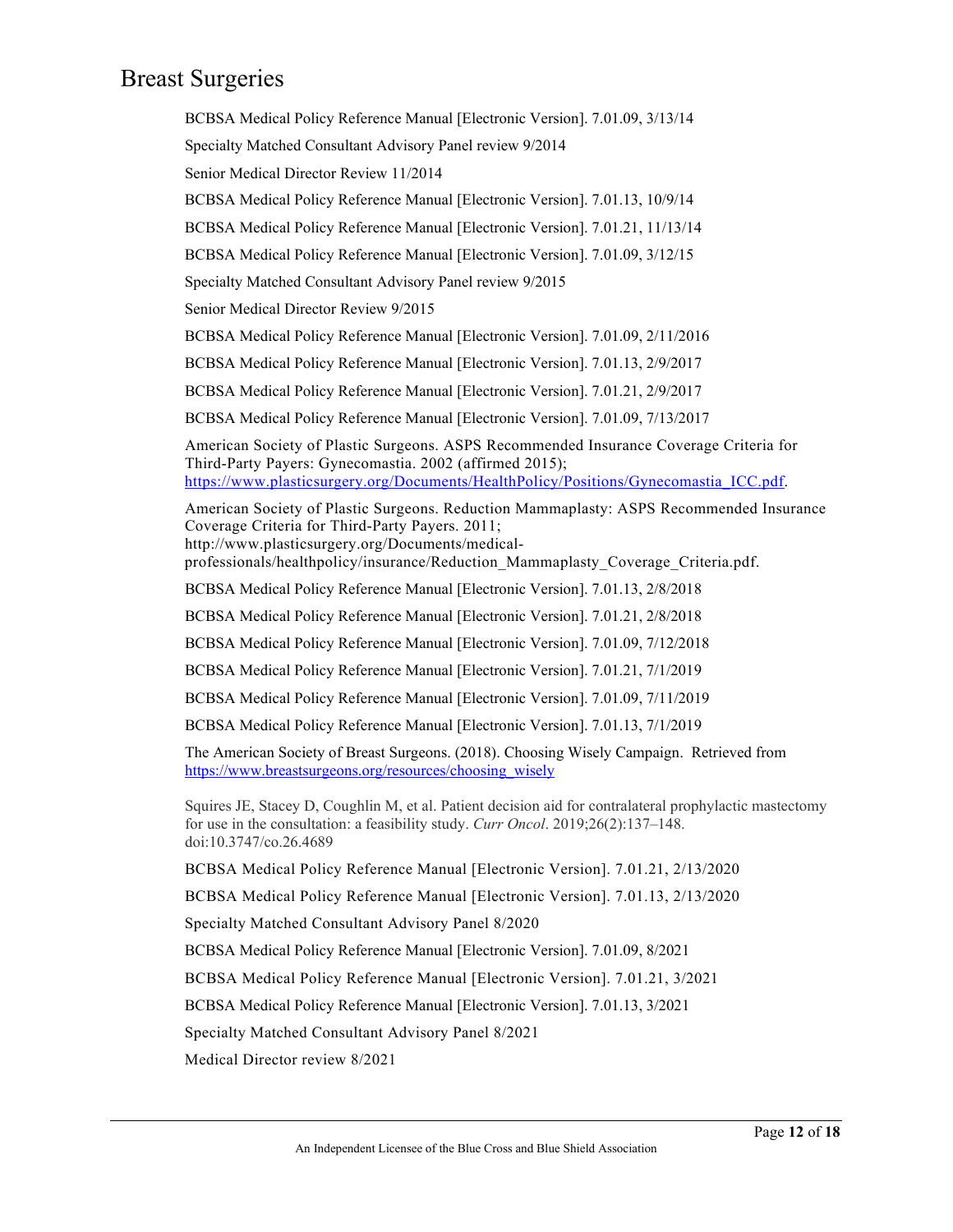BCBSA Medical Policy Reference Manual [Electronic Version]. 7.01.09, 3/13/14

Specialty Matched Consultant Advisory Panel review 9/2014

Senior Medical Director Review 11/2014

BCBSA Medical Policy Reference Manual [Electronic Version]. 7.01.13, 10/9/14

BCBSA Medical Policy Reference Manual [Electronic Version]. 7.01.21, 11/13/14

BCBSA Medical Policy Reference Manual [Electronic Version]. 7.01.09, 3/12/15

Specialty Matched Consultant Advisory Panel review 9/2015

Senior Medical Director Review 9/2015

BCBSA Medical Policy Reference Manual [Electronic Version]. 7.01.09, 2/11/2016

BCBSA Medical Policy Reference Manual [Electronic Version]. 7.01.13, 2/9/2017

BCBSA Medical Policy Reference Manual [Electronic Version]. 7.01.21, 2/9/2017

BCBSA Medical Policy Reference Manual [Electronic Version]. 7.01.09, 7/13/2017

American Society of Plastic Surgeons. ASPS Recommended Insurance Coverage Criteria for Third-Party Payers: Gynecomastia. 2002 (affirmed 2015); [https://www.plasticsurgery.org/Documents/HealthPolicy/Positions/Gynecomastia_ICC.pdf](https://www.plasticsurgery.org/Documents/HealthPolicy/Positions/Gynecomastia_ICC.pdf).

American Society of Plastic Surgeons. Reduction Mammaplasty: ASPS Recommended Insurance Coverage Criteria for Third-Party Payers. 2011; http://www.plasticsurgery.org/Documents/medical-professionals/healthpolicy/insurance/Reduction_Mammaplasty_Coverage_Criteria.pdf.

BCBSA Medical Policy Reference Manual [Electronic Version]. 7.01.13, 2/8/2018

BCBSA Medical Policy Reference Manual [Electronic Version]. 7.01.21, 2/8/2018

BCBSA Medical Policy Reference Manual [Electronic Version]. 7.01.09, 7/12/2018

BCBSA Medical Policy Reference Manual [Electronic Version]. 7.01.21, 7/1/2019

BCBSA Medical Policy Reference Manual [Electronic Version]. 7.01.09, 7/11/2019

BCBSA Medical Policy Reference Manual [Electronic Version]. 7.01.13, 7/1/2019

The American Society of Breast Surgeons. (2018). Choosing Wisely Campaign. Retrieved from [https://www.breastsurgeons.org/resources/choosing_wisely](https://www.breastsurgeons.org/resources/choosing_wisely)

Squires JE, Stacey D, Coughlin M, et al. Patient decision aid for contralateral prophylactic mastectomy for use in the consultation: a feasibility study. *Curr Oncol*. 2019;26(2):137–148. doi:10.3747/co.26.4689

BCBSA Medical Policy Reference Manual [Electronic Version]. 7.01.21, 2/13/2020

BCBSA Medical Policy Reference Manual [Electronic Version]. 7.01.13, 2/13/2020

Specialty Matched Consultant Advisory Panel 8/2020

BCBSA Medical Policy Reference Manual [Electronic Version]. 7.01.09, 8/2021

BCBSA Medical Policy Reference Manual [Electronic Version]. 7.01.21, 3/2021

BCBSA Medical Policy Reference Manual [Electronic Version]. 7.01.13, 3/2021

Specialty Matched Consultant Advisory Panel 8/2021

Medical Director review 8/2021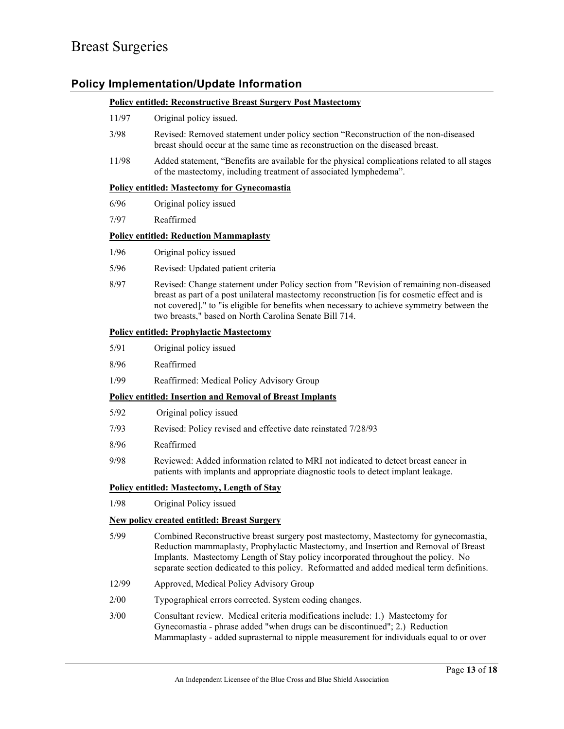# Breast Surgeries

## Policy Implementation/Update Information

**Policy entitled: Reconstructive Breast Surgery Post Mastectomy**

11/97 Original policy issued.

3/98 Revised: Removed statement under policy section "Reconstruction of the non-diseased breast should occur at the same time as reconstruction on the diseased breast.

11/98 Added statement, "Benefits are available for the physical complications related to all stages of the mastectomy, including treatment of associated lymphedema".

**Policy entitled: Mastectomy for Gynecomastia**

6/96 Original policy issued

7/97 Reaffirmed

**Policy entitled: Reduction Mammaplasty**

1/96 Original policy issued

5/96 Revised: Updated patient criteria

8/97 Revised: Change statement under Policy section from "Revision of remaining non-diseased breast as part of a post unilateral mastectomy reconstruction [is for cosmetic effect and is not covered]." to "is eligible for benefits when necessary to achieve symmetry between the two breasts," based on North Carolina Senate Bill 714.

**Policy entitled: Prophylactic Mastectomy**

5/91 Original policy issued

8/96 Reaffirmed

1/99 Reaffirmed: Medical Policy Advisory Group

**Policy entitled: Insertion and Removal of Breast Implants**

5/92 Original policy issued

7/93 Revised: Policy revised and effective date reinstated 7/28/93

8/96 Reaffirmed

9/98 Reviewed: Added information related to MRI not indicated to detect breast cancer in patients with implants and appropriate diagnostic tools to detect implant leakage.

**Policy entitled: Mastectomy, Length of Stay**

1/98 Original Policy issued

**New policy created entitled: Breast Surgery**

5/99 Combined Reconstructive breast surgery post mastectomy, Mastectomy for gynecomastia, Reduction mammaplasty, Prophylactic Mastectomy, and Insertion and Removal of Breast Implants. Mastectomy Length of Stay policy incorporated throughout the policy. No separate section dedicated to this policy. Reformatted and added medical term definitions.

12/99 Approved, Medical Policy Advisory Group

2/00 Typographical errors corrected. System coding changes.

3/00 Consultant review. Medical criteria modifications include: 1.) Mastectomy for Gynecomastia - phrase added "when drugs can be discontinued"; 2.) Reduction Mammaplasty - added suprasternal to nipple measurement for individuals equal to or over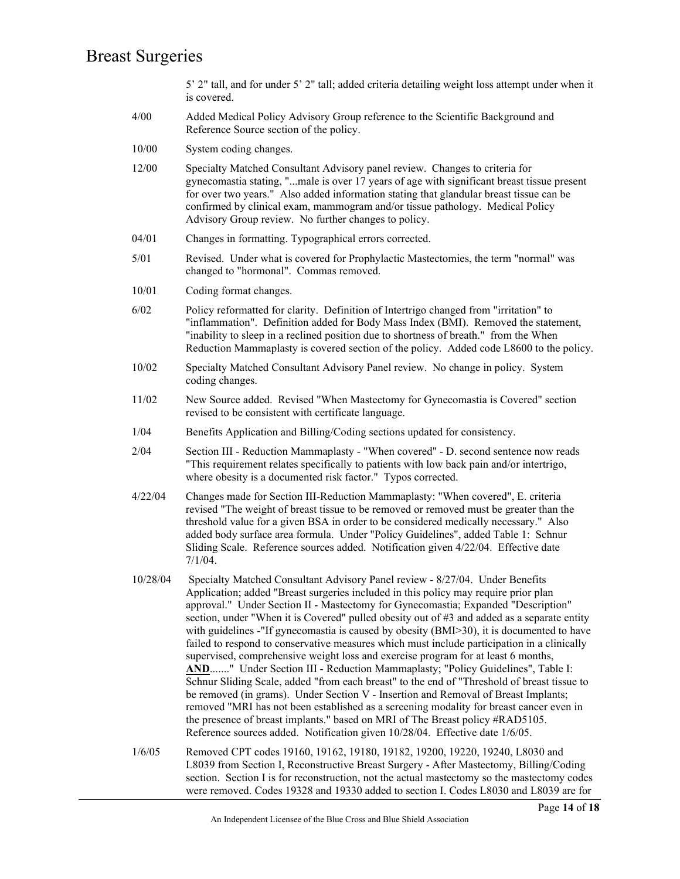5' 2" tall, and for under 5' 2" tall; added criteria detailing weight loss attempt under when it is covered.

| | |
|---|---|
| 4/00 | Added Medical Policy Advisory Group reference to the Scientific Background and Reference Source section of the policy. |
| 10/00 | System coding changes. |
| 12/00 | Specialty Matched Consultant Advisory panel review. Changes to criteria for gynecomastia stating, "...male is over 17 years of age with significant breast tissue present for over two years." Also added information stating that glandular breast tissue can be confirmed by clinical exam, mammogram and/or tissue pathology. Medical Policy Advisory Group review. No further changes to policy. |
| 04/01 | Changes in formatting. Typographical errors corrected. |
| 5/01 | Revised. Under what is covered for Prophylactic Mastectomies, the term "normal" was changed to "hormonal". Commas removed. |
| 10/01 | Coding format changes. |
| 6/02 | Policy reformatted for clarity. Definition of Intertrigo changed from "irritation" to "inflammation". Definition added for Body Mass Index (BMI). Removed the statement, "inability to sleep in a reclined position due to shortness of breath." from the When Reduction Mammaplasty is covered section of the policy. Added code L8600 to the policy. |
| 10/02 | Specialty Matched Consultant Advisory Panel review. No change in policy. System coding changes. |
| 11/02 | New Source added. Revised "When Mastectomy for Gynecomastia is Covered" section revised to be consistent with certificate language. |
| 1/04 | Benefits Application and Billing/Coding sections updated for consistency. |
| 2/04 | Section III - Reduction Mammaplasty - "When covered" - D. second sentence now reads "This requirement relates specifically to patients with low back pain and/or intertrigo, where obesity is a documented risk factor." Typos corrected. |
| 4/22/04 | Changes made for Section III-Reduction Mammaplasty: "When covered", E. criteria revised "The weight of breast tissue to be removed or removed must be greater than the threshold value for a given BSA in order to be considered medically necessary." Also added body surface area formula. Under "Policy Guidelines", added Table 1: Schnur Sliding Scale. Reference sources added. Notification given 4/22/04. Effective date 7/1/04. |
| 10/28/04 | Specialty Matched Consultant Advisory Panel review - 8/27/04. Under Benefits Application; added "Breast surgeries included in this policy may require prior plan approval." Under Section II - Mastectomy for Gynecomastia; Expanded "Description" section, under "When it is Covered" pulled obesity out of #3 and added as a separate entity with guidelines -"If gynecomastia is caused by obesity (BMI>30), it is documented to have failed to respond to conservative measures which must include participation in a clinically supervised, comprehensive weight loss and exercise program for at least 6 months, **AND**......." Under Section III - Reduction Mammaplasty; "Policy Guidelines", Table I: Schnur Sliding Scale, added "from each breast" to the end of "Threshold of breast tissue to be removed (in grams). Under Section V - Insertion and Removal of Breast Implants; removed "MRI has not been established as a screening modality for breast cancer even in the presence of breast implants." based on MRI of The Breast policy #RAD5105. Reference sources added. Notification given 10/28/04. Effective date 1/6/05. |
| 1/6/05 | Removed CPT codes 19160, 19162, 19180, 19182, 19200, 19220, 19240, L8030 and L8039 from Section I, Reconstructive Breast Surgery - After Mastectomy, Billing/Coding section. Section I is for reconstruction, not the actual mastectomy so the mastectomy codes were removed. Codes 19328 and 19330 added to section I. Codes L8030 and L8039 are for |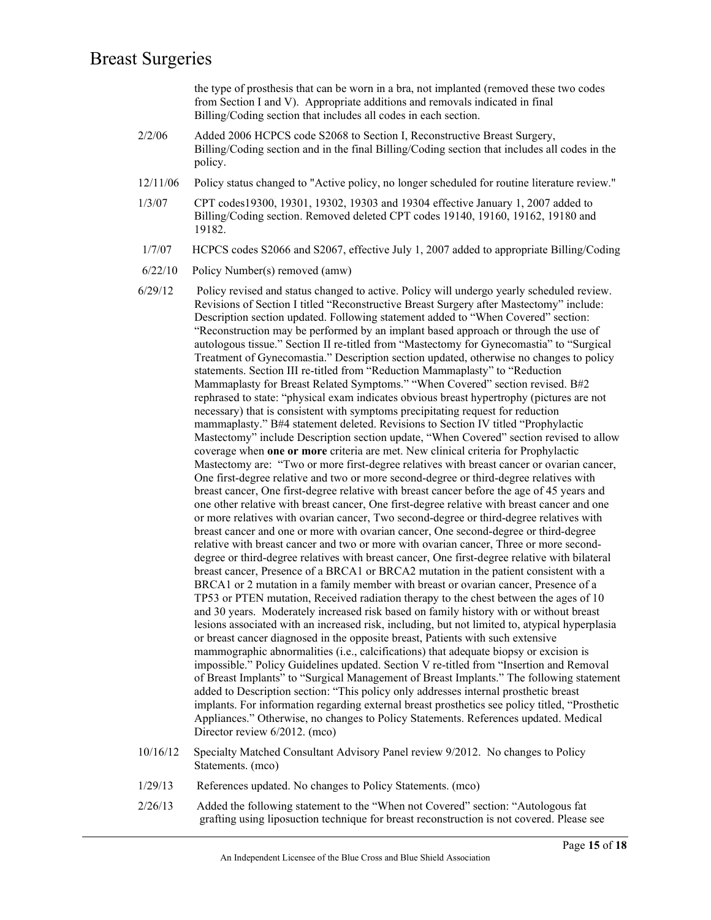the type of prosthesis that can be worn in a bra, not implanted (removed these two codes from Section I and V). Appropriate additions and removals indicated in final Billing/Coding section that includes all codes in each section.

2/2/06 Added 2006 HCPCS code S2068 to Section I, Reconstructive Breast Surgery, Billing/Coding section and in the final Billing/Coding section that includes all codes in the policy.

12/11/06 Policy status changed to "Active policy, no longer scheduled for routine literature review."

1/3/07 CPT codes19300, 19301, 19302, 19303 and 19304 effective January 1, 2007 added to Billing/Coding section. Removed deleted CPT codes 19140, 19160, 19162, 19180 and 19182.

1/7/07 HCPCS codes S2066 and S2067, effective July 1, 2007 added to appropriate Billing/Coding

6/22/10 Policy Number(s) removed (amw)

6/29/12 Policy revised and status changed to active. Policy will undergo yearly scheduled review. Revisions of Section I titled "Reconstructive Breast Surgery after Mastectomy" include: Description section updated. Following statement added to "When Covered" section: "Reconstruction may be performed by an implant based approach or through the use of autologous tissue." Section II re-titled from "Mastectomy for Gynecomastia" to "Surgical Treatment of Gynecomastia." Description section updated, otherwise no changes to policy statements. Section III re-titled from "Reduction Mammaplasty" to "Reduction Mammaplasty for Breast Related Symptoms." "When Covered" section revised. B#2 rephrased to state: "physical exam indicates obvious breast hypertrophy (pictures are not necessary) that is consistent with symptoms precipitating request for reduction mammaplasty." B#4 statement deleted. Revisions to Section IV titled "Prophylactic Mastectomy" include Description section update, "When Covered" section revised to allow coverage when **one or more** criteria are met. New clinical criteria for Prophylactic Mastectomy are: "Two or more first-degree relatives with breast cancer or ovarian cancer, One first-degree relative and two or more second-degree or third-degree relatives with breast cancer, One first-degree relative with breast cancer before the age of 45 years and one other relative with breast cancer, One first-degree relative with breast cancer and one or more relatives with ovarian cancer, Two second-degree or third-degree relatives with breast cancer and one or more with ovarian cancer, One second-degree or third-degree relative with breast cancer and two or more with ovarian cancer, Three or more second-degree or third-degree relatives with breast cancer, One first-degree relative with bilateral breast cancer, Presence of a BRCA1 or BRCA2 mutation in the patient consistent with a BRCA1 or 2 mutation in a family member with breast or ovarian cancer, Presence of a TP53 or PTEN mutation, Received radiation therapy to the chest between the ages of 10 and 30 years. Moderately increased risk based on family history with or without breast lesions associated with an increased risk, including, but not limited to, atypical hyperplasia or breast cancer diagnosed in the opposite breast, Patients with such extensive mammographic abnormalities (i.e., calcifications) that adequate biopsy or excision is impossible." Policy Guidelines updated. Section V re-titled from "Insertion and Removal of Breast Implants" to "Surgical Management of Breast Implants." The following statement added to Description section: "This policy only addresses internal prosthetic breast implants. For information regarding external breast prosthetics see policy titled, "Prosthetic Appliances." Otherwise, no changes to Policy Statements. References updated. Medical Director review 6/2012. (mco)

10/16/12 Specialty Matched Consultant Advisory Panel review 9/2012. No changes to Policy Statements. (mco)

1/29/13 References updated. No changes to Policy Statements. (mco)

2/26/13 Added the following statement to the "When not Covered" section: "Autologous fat grafting using liposuction technique for breast reconstruction is not covered. Please see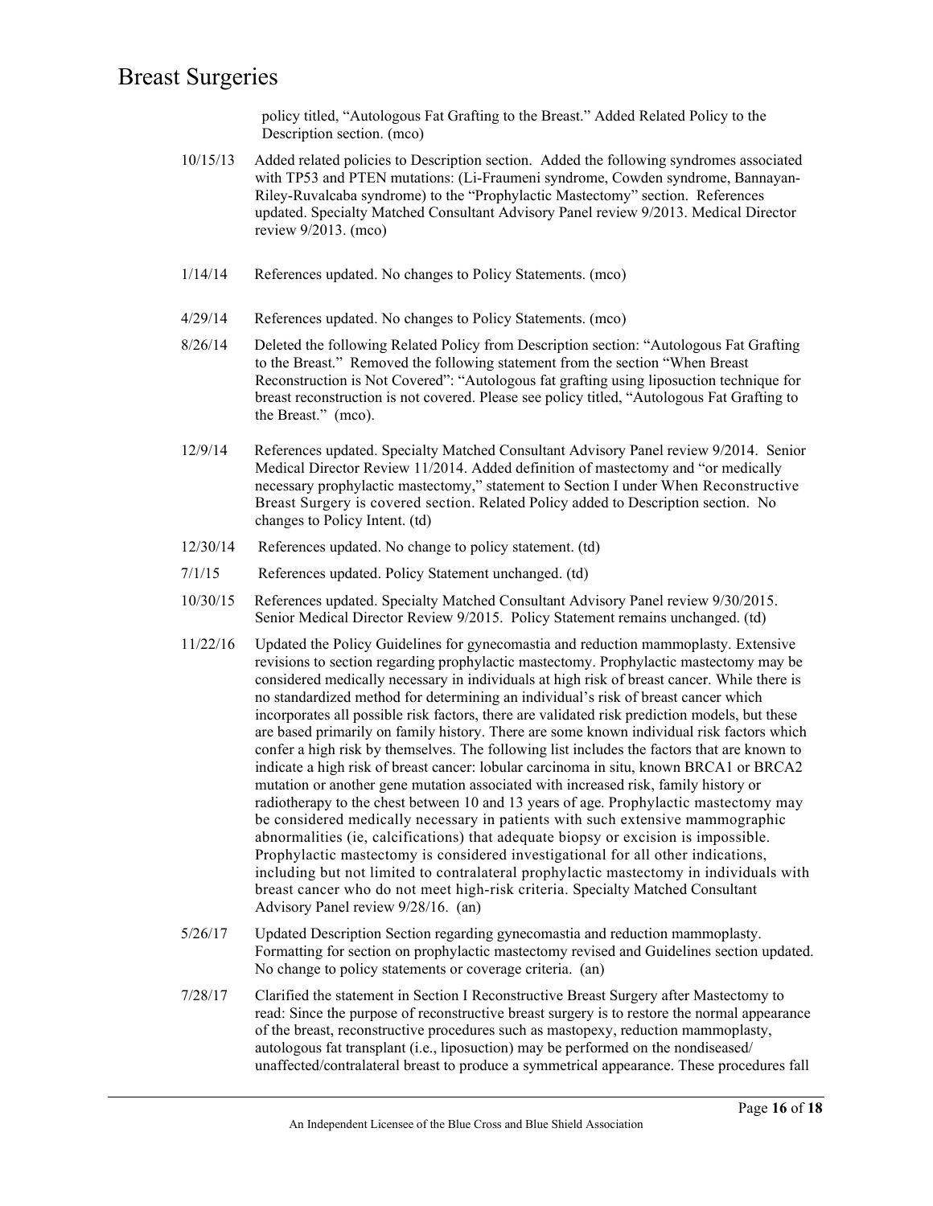policy titled, "Autologous Fat Grafting to the Breast." Added Related Policy to the Description section. (mco)

10/15/13 Added related policies to Description section. Added the following syndromes associated with TP53 and PTEN mutations: (Li-Fraumeni syndrome, Cowden syndrome, Bannayan-Riley-Ruvalcaba syndrome) to the "Prophylactic Mastectomy" section. References updated. Specialty Matched Consultant Advisory Panel review 9/2013. Medical Director review 9/2013. (mco)

1/14/14 References updated. No changes to Policy Statements. (mco)

4/29/14 References updated. No changes to Policy Statements. (mco)

8/26/14 Deleted the following Related Policy from Description section: "Autologous Fat Grafting to the Breast." Removed the following statement from the section "When Breast Reconstruction is Not Covered": "Autologous fat grafting using liposuction technique for breast reconstruction is not covered. Please see policy titled, "Autologous Fat Grafting to the Breast." (mco).

12/9/14 References updated. Specialty Matched Consultant Advisory Panel review 9/2014. Senior Medical Director Review 11/2014. Added definition of mastectomy and "or medically necessary prophylactic mastectomy," statement to Section I under When Reconstructive Breast Surgery is covered section. Related Policy added to Description section. No changes to Policy Intent. (td)

12/30/14 References updated. No change to policy statement. (td)

7/1/15 References updated. Policy Statement unchanged. (td)

10/30/15 References updated. Specialty Matched Consultant Advisory Panel review 9/30/2015. Senior Medical Director Review 9/2015. Policy Statement remains unchanged. (td)

11/22/16 Updated the Policy Guidelines for gynecomastia and reduction mammoplasty. Extensive revisions to section regarding prophylactic mastectomy. Prophylactic mastectomy may be considered medically necessary in individuals at high risk of breast cancer. While there is no standardized method for determining an individual's risk of breast cancer which incorporates all possible risk factors, there are validated risk prediction models, but these are based primarily on family history. There are some known individual risk factors which confer a high risk by themselves. The following list includes the factors that are known to indicate a high risk of breast cancer: lobular carcinoma in situ, known BRCA1 or BRCA2 mutation or another gene mutation associated with increased risk, family history or radiotherapy to the chest between 10 and 13 years of age. Prophylactic mastectomy may be considered medically necessary in patients with such extensive mammographic abnormalities (ie, calcifications) that adequate biopsy or excision is impossible. Prophylactic mastectomy is considered investigational for all other indications, including but not limited to contralateral prophylactic mastectomy in individuals with breast cancer who do not meet high-risk criteria. Specialty Matched Consultant Advisory Panel review 9/28/16. (an)

5/26/17 Updated Description Section regarding gynecomastia and reduction mammoplasty. Formatting for section on prophylactic mastectomy revised and Guidelines section updated. No change to policy statements or coverage criteria. (an)

7/28/17 Clarified the statement in Section I Reconstructive Breast Surgery after Mastectomy to read: Since the purpose of reconstructive breast surgery is to restore the normal appearance of the breast, reconstructive procedures such as mastopexy, reduction mammoplasty, autologous fat transplant (i.e., liposuction) may be performed on the nondiseased/ unaffected/contralateral breast to produce a symmetrical appearance. These procedures fall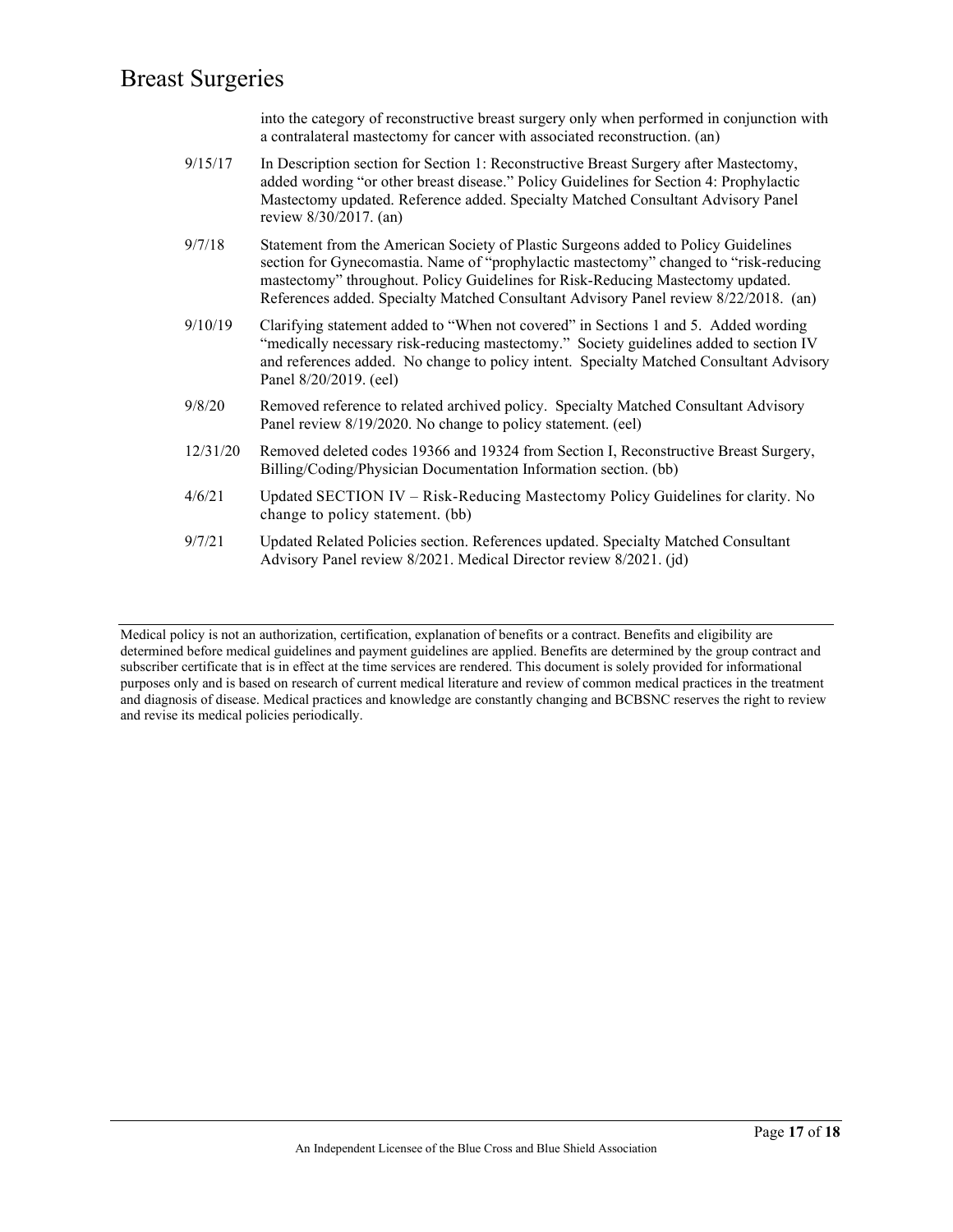into the category of reconstructive breast surgery only when performed in conjunction with a contralateral mastectomy for cancer with associated reconstruction. (an)

| | |
|---|---|
| 9/15/17 | In Description section for Section 1: Reconstructive Breast Surgery after Mastectomy, added wording "or other breast disease." Policy Guidelines for Section 4: Prophylactic Mastectomy updated. Reference added. Specialty Matched Consultant Advisory Panel review 8/30/2017. (an) |
| 9/7/18 | Statement from the American Society of Plastic Surgeons added to Policy Guidelines section for Gynecomastia. Name of "prophylactic mastectomy" changed to "risk-reducing mastectomy" throughout. Policy Guidelines for Risk-Reducing Mastectomy updated. References added. Specialty Matched Consultant Advisory Panel review 8/22/2018. (an) |
| 9/10/19 | Clarifying statement added to "When not covered" in Sections 1 and 5. Added wording "medically necessary risk-reducing mastectomy." Society guidelines added to section IV and references added. No change to policy intent. Specialty Matched Consultant Advisory Panel 8/20/2019. (eel) |
| 9/8/20 | Removed reference to related archived policy. Specialty Matched Consultant Advisory Panel review 8/19/2020. No change to policy statement. (eel) |
| 12/31/20 | Removed deleted codes 19366 and 19324 from Section I, Reconstructive Breast Surgery, Billing/Coding/Physician Documentation Information section. (bb) |
| 4/6/21 | Updated SECTION IV – Risk-Reducing Mastectomy Policy Guidelines for clarity. No change to policy statement. (bb) |
| 9/7/21 | Updated Related Policies section. References updated. Specialty Matched Consultant Advisory Panel review 8/2021. Medical Director review 8/2021. (jd) |

---

Medical policy is not an authorization, certification, explanation of benefits or a contract. Benefits and eligibility are determined before medical guidelines and payment guidelines are applied. Benefits are determined by the group contract and subscriber certificate that is in effect at the time services are rendered. This document is solely provided for informational purposes only and is based on research of current medical literature and review of common medical practices in the treatment and diagnosis of disease. Medical practices and knowledge are constantly changing and BCBSNC reserves the right to review and revise its medical policies periodically.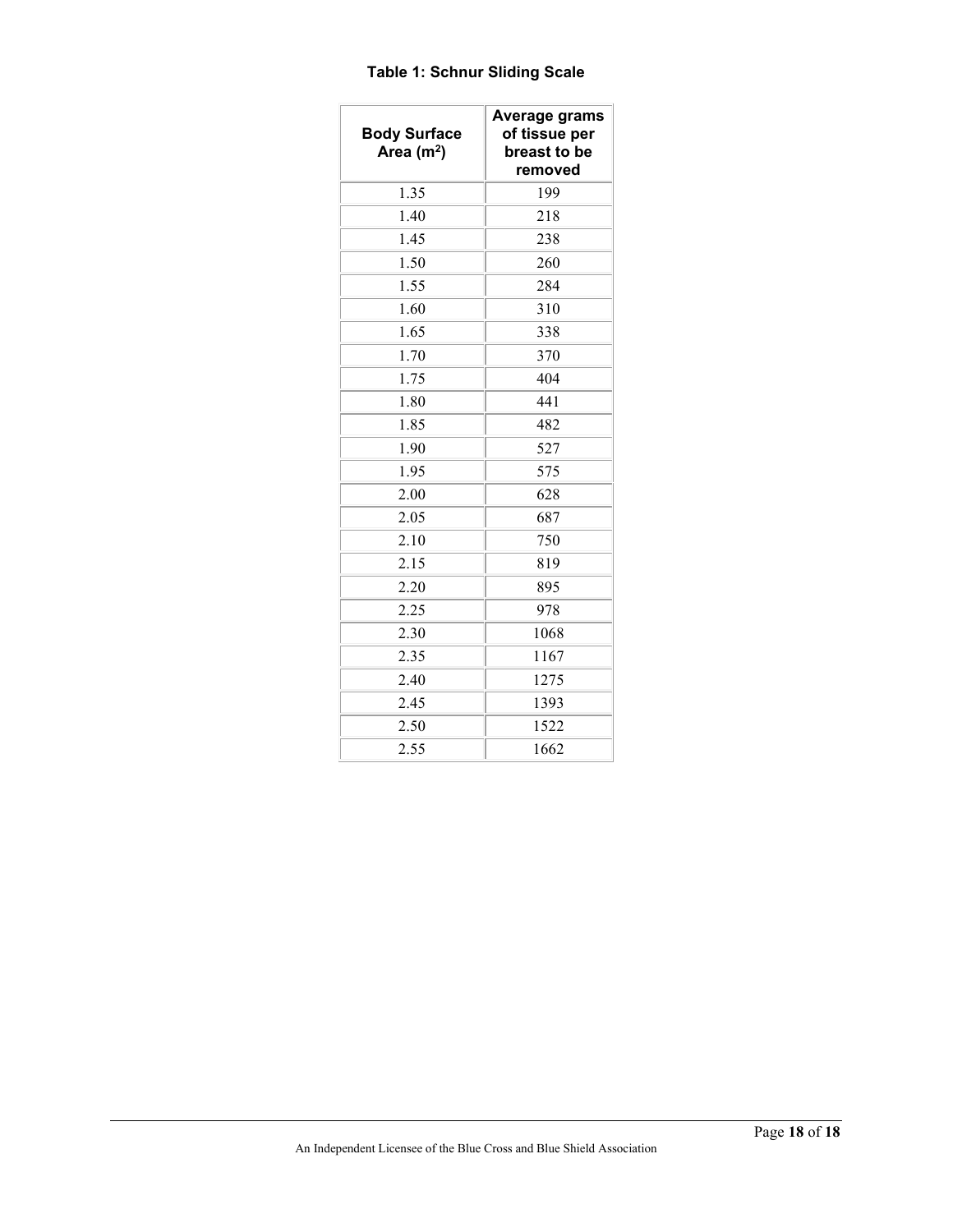**Table 1: Schnur Sliding Scale**

| Body Surface Area ($m^2$) | Average grams of tissue per breast to be removed |
|---|---|
| 1.35 | 199 |
| 1.40 | 218 |
| 1.45 | 238 |
| 1.50 | 260 |
| 1.55 | 284 |
| 1.60 | 310 |
| 1.65 | 338 |
| 1.70 | 370 |
| 1.75 | 404 |
| 1.80 | 441 |
| 1.85 | 482 |
| 1.90 | 527 |
| 1.95 | 575 |
| 2.00 | 628 |
| 2.05 | 687 |
| 2.10 | 750 |
| 2.15 | 819 |
| 2.20 | 895 |
| 2.25 | 978 |
| 2.30 | 1068 |
| 2.35 | 1167 |
| 2.40 | 1275 |
| 2.45 | 1393 |
| 2.50 | 1522 |
| 2.55 | 1662 |

An Independent Licensee of the Blue Cross and Blue Shield Association